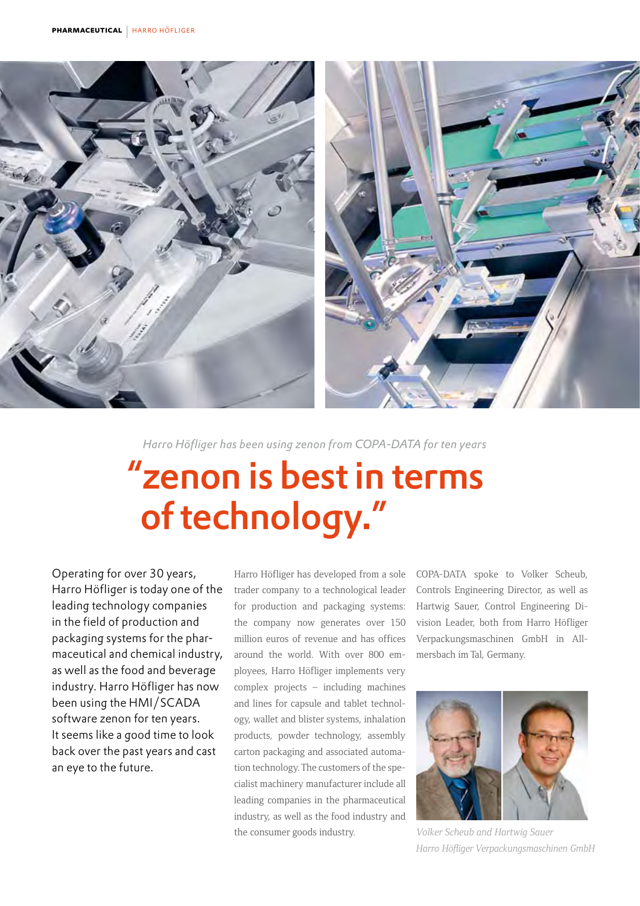*Harro Höfliger has been using zenon from COPA-DATA for ten years*

# "zenon is best in terms of technology."

Operating for over 30 years, Harro Höfliger is today one of the leading technology companies in the field of production and packaging systems for the pharmaceutical and chemical industry, as well as the food and beverage industry. Harro Höfliger has now been using the HMI/SCADA software zenon for ten years. It seems like a good time to look back over the past years and cast an eye to the future.

Harro Höfliger has developed from a sole trader company to a technological leader for production and packaging systems: the company now generates over 150 million euros of revenue and has offices around the world. With over 800 employees, Harro Höfliger implements very complex projects – including machines and lines for capsule and tablet technology, wallet and blister systems, inhalation products, powder technology, assembly carton packaging and associated automation technology. The customers of the specialist machinery manufacturer include all leading companies in the pharmaceutical industry, as well as the food industry and the consumer goods industry.

COPA-DATA spoke to Volker Scheub, Controls Engineering Director, as well as Hartwig Sauer, Control Engineering Division Leader, both from Harro Höfliger Verpackungsmaschinen GmbH in Allmersbach im Tal, Germany.

*Volker Scheub and Hartwig Sauer*
*Harro Höfliger Verpackungsmaschinen GmbH*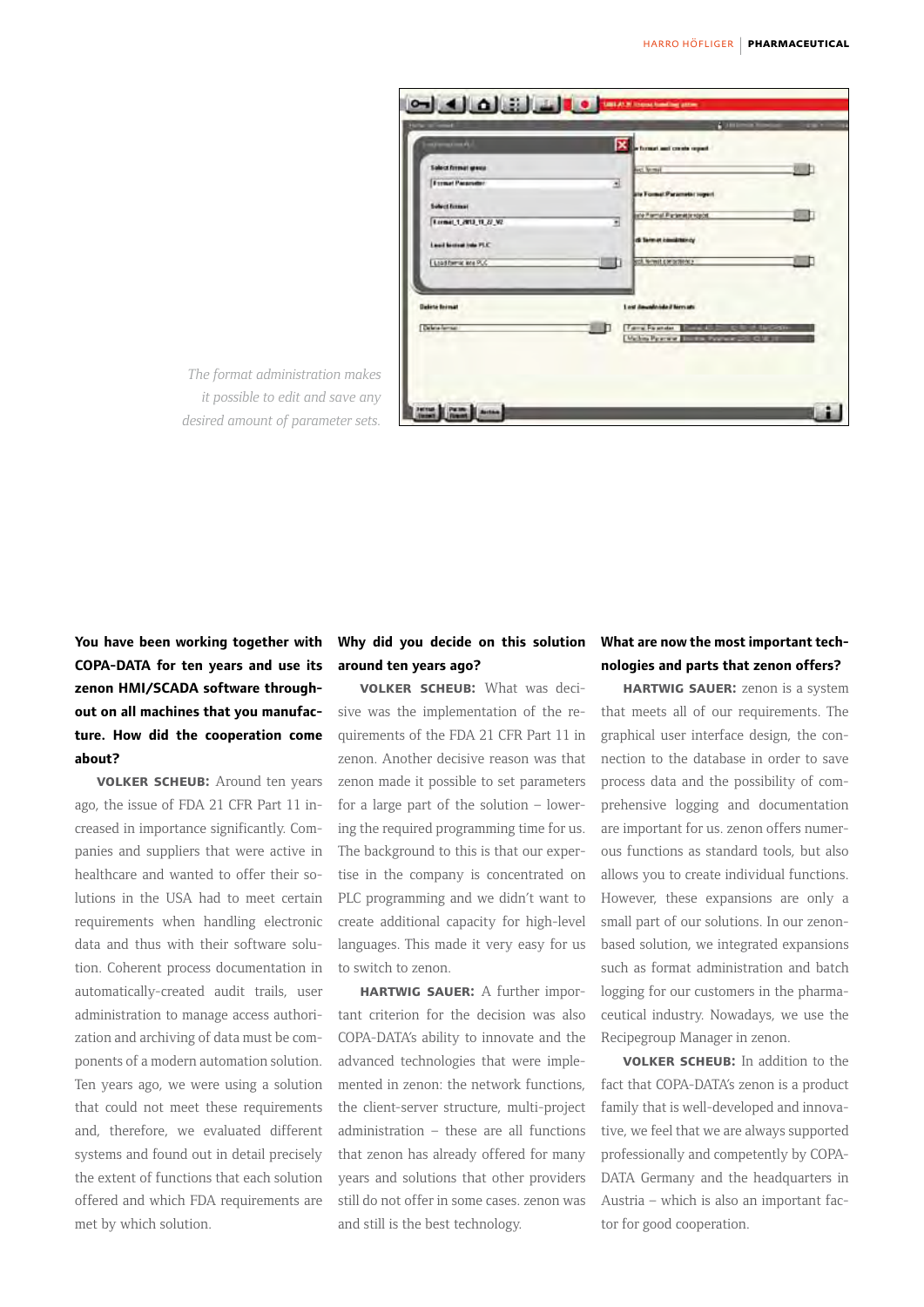*The format administration makes it possible to edit and save any desired amount of parameter sets.*

**You have been working together with COPA-DATA for ten years and use its zenon HMI/SCADA software throughout on all machines that you manufacture. How did the cooperation come about?**

**VOLKER SCHEUB:** Around ten years ago, the issue of FDA 21 CFR Part 11 increased in importance significantly. Companies and suppliers that were active in healthcare and wanted to offer their solutions in the USA had to meet certain requirements when handling electronic data and thus with their software solution. Coherent process documentation in automatically-created audit trails, user administration to manage access authorization and archiving of data must be components of a modern automation solution. Ten years ago, we were using a solution that could not meet these requirements and, therefore, we evaluated different systems and found out in detail precisely the extent of functions that each solution offered and which FDA requirements are met by which solution.

**Why did you decide on this solution around ten years ago?**

**VOLKER SCHEUB:** What was decisive was the implementation of the requirements of the FDA 21 CFR Part 11 in zenon. Another decisive reason was that zenon made it possible to set parameters for a large part of the solution – lowering the required programming time for us. The background to this is that our expertise in the company is concentrated on PLC programming and we didn't want to create additional capacity for high-level languages. This made it very easy for us to switch to zenon.

**HARTWIG SAUER:** A further important criterion for the decision was also COPA-DATA's ability to innovate and the advanced technologies that were implemented in zenon: the network functions, the client-server structure, multi-project administration – these are all functions that zenon has already offered for many years and solutions that other providers still do not offer in some cases. zenon was and still is the best technology.

**What are now the most important technologies and parts that zenon offers?**

**HARTWIG SAUER:** zenon is a system that meets all of our requirements. The graphical user interface design, the connection to the database in order to save process data and the possibility of comprehensive logging and documentation are important for us. zenon offers numerous functions as standard tools, but also allows you to create individual functions. However, these expansions are only a small part of our solutions. In our zenon-based solution, we integrated expansions such as format administration and batch logging for our customers in the pharmaceutical industry. Nowadays, we use the Recipegroup Manager in zenon.

**VOLKER SCHEUB:** In addition to the fact that COPA-DATA's zenon is a product family that is well-developed and innovative, we feel that we are always supported professionally and competently by COPA-DATA Germany and the headquarters in Austria – which is also an important factor for good cooperation.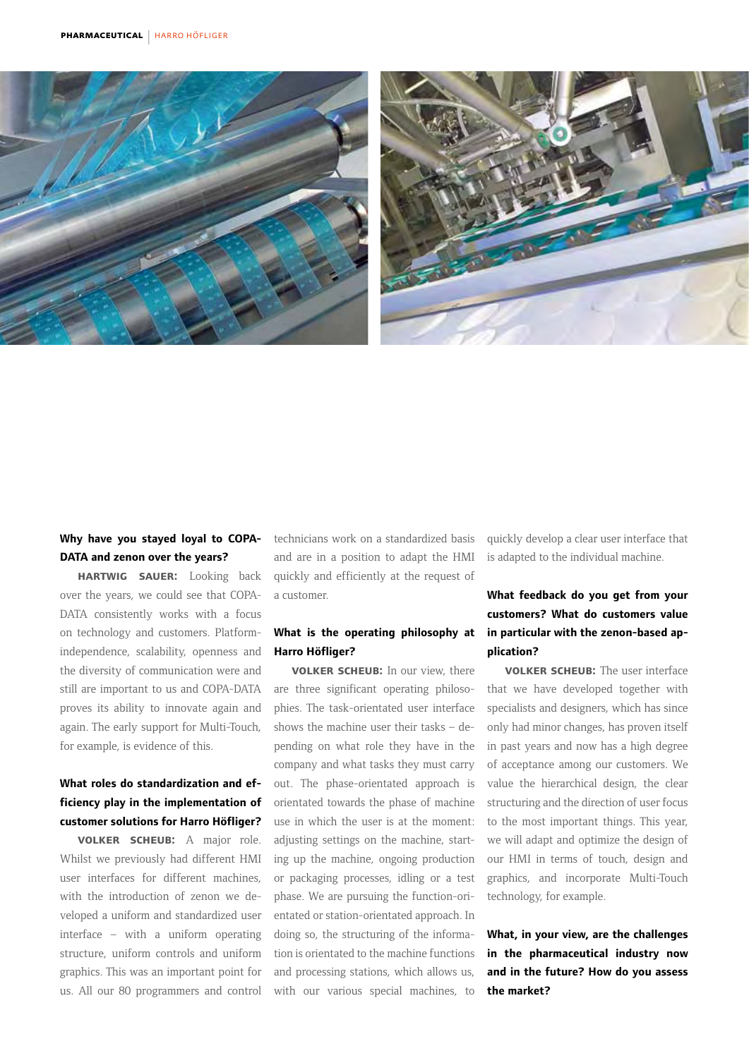**Why have you stayed loyal to COPA-DATA and zenon over the years?**

**HARTWIG SAUER:** Looking back over the years, we could see that COPA-DATA consistently works with a focus on technology and customers. Platform-independence, scalability, openness and the diversity of communication were and still are important to us and COPA-DATA proves its ability to innovate again and again. The early support for Multi-Touch, for example, is evidence of this.

**What roles do standardization and efficiency play in the implementation of customer solutions for Harro Höfliger?**

**VOLKER SCHEUB:** A major role. Whilst we previously had different HMI user interfaces for different machines, with the introduction of zenon we developed a uniform and standardized user interface – with a uniform operating structure, uniform controls and uniform graphics. This was an important point for us. All our 80 programmers and control technicians work on a standardized basis and are in a position to adapt the HMI quickly and efficiently at the request of a customer.

**What is the operating philosophy at Harro Höfliger?**

**VOLKER SCHEUB:** In our view, there are three significant operating philosophies. The task-orientated user interface shows the machine user their tasks – depending on what role they have in the company and what tasks they must carry out. The phase-orientated approach is orientated towards the phase of machine use in which the user is at the moment: adjusting settings on the machine, starting up the machine, ongoing production or packaging processes, idling or a test phase. We are pursuing the function-orientated or station-orientated approach. In doing so, the structuring of the information is orientated to the machine functions and processing stations, which allows us, with our various special machines, to quickly develop a clear user interface that is adapted to the individual machine.

**What feedback do you get from your customers? What do customers value in particular with the zenon-based application?**

**VOLKER SCHEUB:** The user interface that we have developed together with specialists and designers, which has since only had minor changes, has proven itself in past years and now has a high degree of acceptance among our customers. We value the hierarchical design, the clear structuring and the direction of user focus to the most important things. This year, we will adapt and optimize the design of our HMI in terms of touch, design and graphics, and incorporate Multi-Touch technology, for example.

**What, in your view, are the challenges in the pharmaceutical industry now and in the future? How do you assess the market?**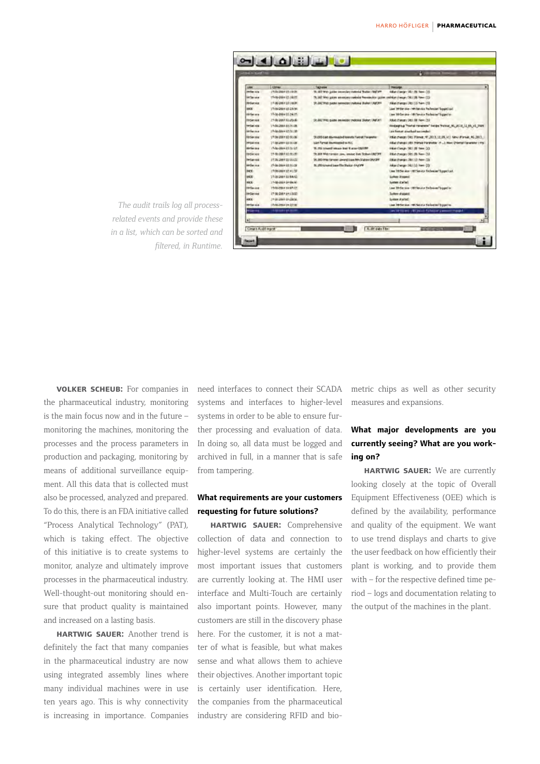*The audit trails log all process-related events and provide these in a list, which can be sorted and filtered, in Runtime.*

**VOLKER SCHEUB:** For companies in the pharmaceutical industry, monitoring is the main focus now and in the future – monitoring the machines, monitoring the processes and the process parameters in production and packaging, monitoring by means of additional surveillance equipment. All this data that is collected must also be processed, analyzed and prepared. To do this, there is an FDA initiative called "Process Analytical Technology" (PAT), which is taking effect. The objective of this initiative is to create systems to monitor, analyze and ultimately improve processes in the pharmaceutical industry. Well-thought-out monitoring should ensure that product quality is maintained and increased on a lasting basis.

**HARTWIG SAUER:** Another trend is definitely the fact that many companies in the pharmaceutical industry are now using integrated assembly lines where many individual machines were in use ten years ago. This is why connectivity is increasing in importance. Companies need interfaces to connect their SCADA systems and interfaces to higher-level systems in order to be able to ensure further processing and evaluation of data. In doing so, all data must be logged and archived in full, in a manner that is safe from tampering.

**What requirements are your customers requesting for future solutions?**

**HARTWIG SAUER:** Comprehensive collection of data and connection to higher-level systems are certainly the most important issues that customers are currently looking at. The HMI user interface and Multi-Touch are certainly also important points. However, many customers are still in the discovery phase here. For the customer, it is not a matter of what is feasible, but what makes sense and what allows them to achieve their objectives. Another important topic is certainly user identification. Here, the companies from the pharmaceutical industry are considering RFID and biometric chips as well as other security measures and expansions.

**What major developments are you currently seeing? What are you working on?**

**HARTWIG SAUER:** We are currently looking closely at the topic of Overall Equipment Effectiveness (OEE) which is defined by the availability, performance and quality of the equipment. We want to use trend displays and charts to give the user feedback on how efficiently their plant is working, and to provide them with – for the respective defined time period – logs and documentation relating to the output of the machines in the plant.